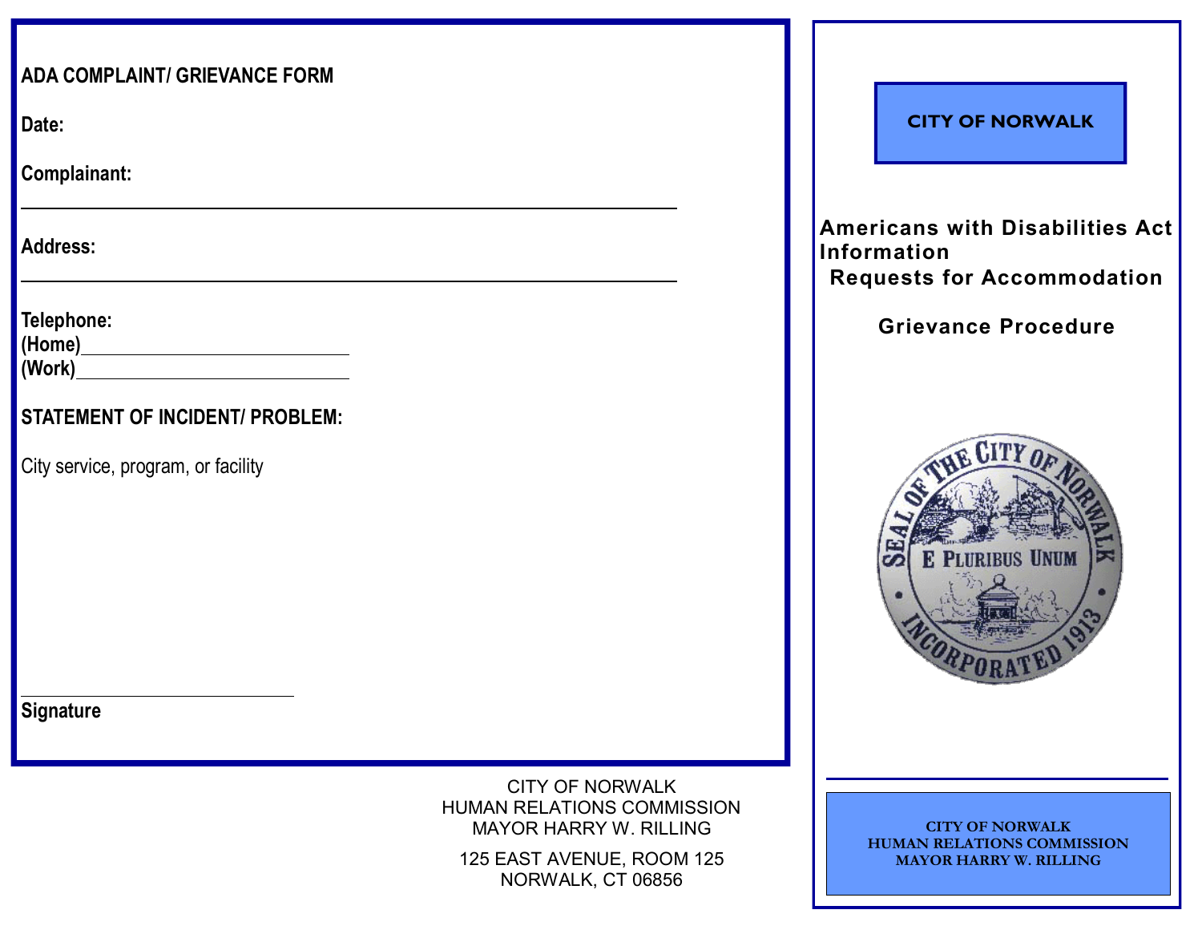## ADA COMPLAINT/ GRIEVANCE FORM

**Date:**

**Complainant:**

\_\_\_\_\_\_\_\_\_\_\_\_\_\_\_\_\_\_\_\_\_\_\_\_\_\_\_\_\_\_\_\_\_\_\_\_\_\_\_\_\_\_\_\_\_\_\_\_\_\_\_\_\_\_\_\_

**Address:**

\_\_\_\_\_\_\_\_\_\_\_\_\_\_\_\_\_\_\_\_\_\_\_\_\_\_\_\_\_\_\_\_\_\_\_\_\_\_\_\_\_\_\_\_\_\_\_\_\_\_\_\_\_\_\_\_

**Telephone:**
**(Home)**\_\_\_\_\_\_\_\_\_\_\_\_\_\_\_\_\_\_\_\_\_\_\_\_
**(Work)**\_\_\_\_\_\_\_\_\_\_\_\_\_\_\_\_\_\_\_\_\_\_\_\_

**STATEMENT OF INCIDENT/ PROBLEM:**

City service, program, or facility

\_\_\_\_\_\_\_\_\_\_\_\_\_\_\_\_\_\_\_\_\_\_\_\_\_\_
**Signature**

CITY OF NORWALK
HUMAN RELATIONS COMMISSION
MAYOR HARRY W. RILLING

125 EAST AVENUE, ROOM 125
NORWALK, CT 06856

**CITY OF NORWALK**

## Americans with Disabilities Act Information
## Requests for Accommodation

## Grievance Procedure

SEAL OF THE CITY OF NORWALK
E PLURIBUS UNUM
INCORPORATED 1913

**CITY OF NORWALK**
**HUMAN RELATIONS COMMISSION**
**MAYOR HARRY W. RILLING**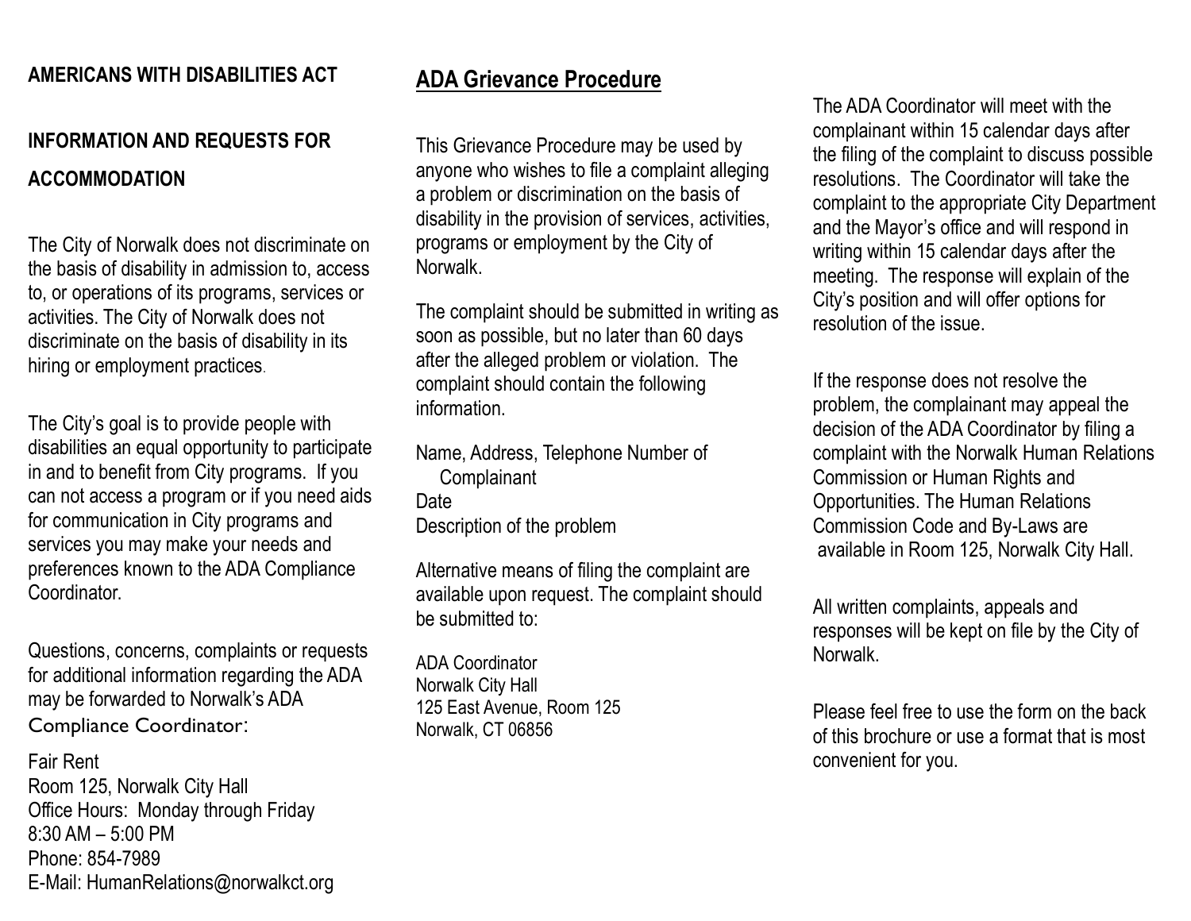**AMERICANS WITH DISABILITIES ACT**

**INFORMATION AND REQUESTS FOR ACCOMMODATION**

The City of Norwalk does not discriminate on the basis of disability in admission to, access to, or operations of its programs, services or activities. The City of Norwalk does not discriminate on the basis of disability in its hiring or employment practices.

The City's goal is to provide people with disabilities an equal opportunity to participate in and to benefit from City programs. If you can not access a program or if you need aids for communication in City programs and services you may make your needs and preferences known to the ADA Compliance Coordinator.

Questions, concerns, complaints or requests for additional information regarding the ADA may be forwarded to Norwalk's ADA Compliance Coordinator:

Fair Rent
Room 125, Norwalk City Hall
Office Hours: Monday through Friday
8:30 AM – 5:00 PM
Phone: 854-7989
E-Mail: HumanRelations@norwalkct.org

## ADA Grievance Procedure

This Grievance Procedure may be used by anyone who wishes to file a complaint alleging a problem or discrimination on the basis of disability in the provision of services, activities, programs or employment by the City of Norwalk.

The complaint should be submitted in writing as soon as possible, but no later than 60 days after the alleged problem or violation. The complaint should contain the following information.

Name, Address, Telephone Number of Complainant
Date
Description of the problem

Alternative means of filing the complaint are available upon request. The complaint should be submitted to:

ADA Coordinator
Norwalk City Hall
125 East Avenue, Room 125
Norwalk, CT 06856

The ADA Coordinator will meet with the complainant within 15 calendar days after the filing of the complaint to discuss possible resolutions. The Coordinator will take the complaint to the appropriate City Department and the Mayor's office and will respond in writing within 15 calendar days after the meeting. The response will explain of the City's position and will offer options for resolution of the issue.

If the response does not resolve the problem, the complainant may appeal the decision of the ADA Coordinator by filing a complaint with the Norwalk Human Relations Commission or Human Rights and Opportunities. The Human Relations Commission Code and By-Laws are available in Room 125, Norwalk City Hall.

All written complaints, appeals and responses will be kept on file by the City of Norwalk.

Please feel free to use the form on the back of this brochure or use a format that is most convenient for you.